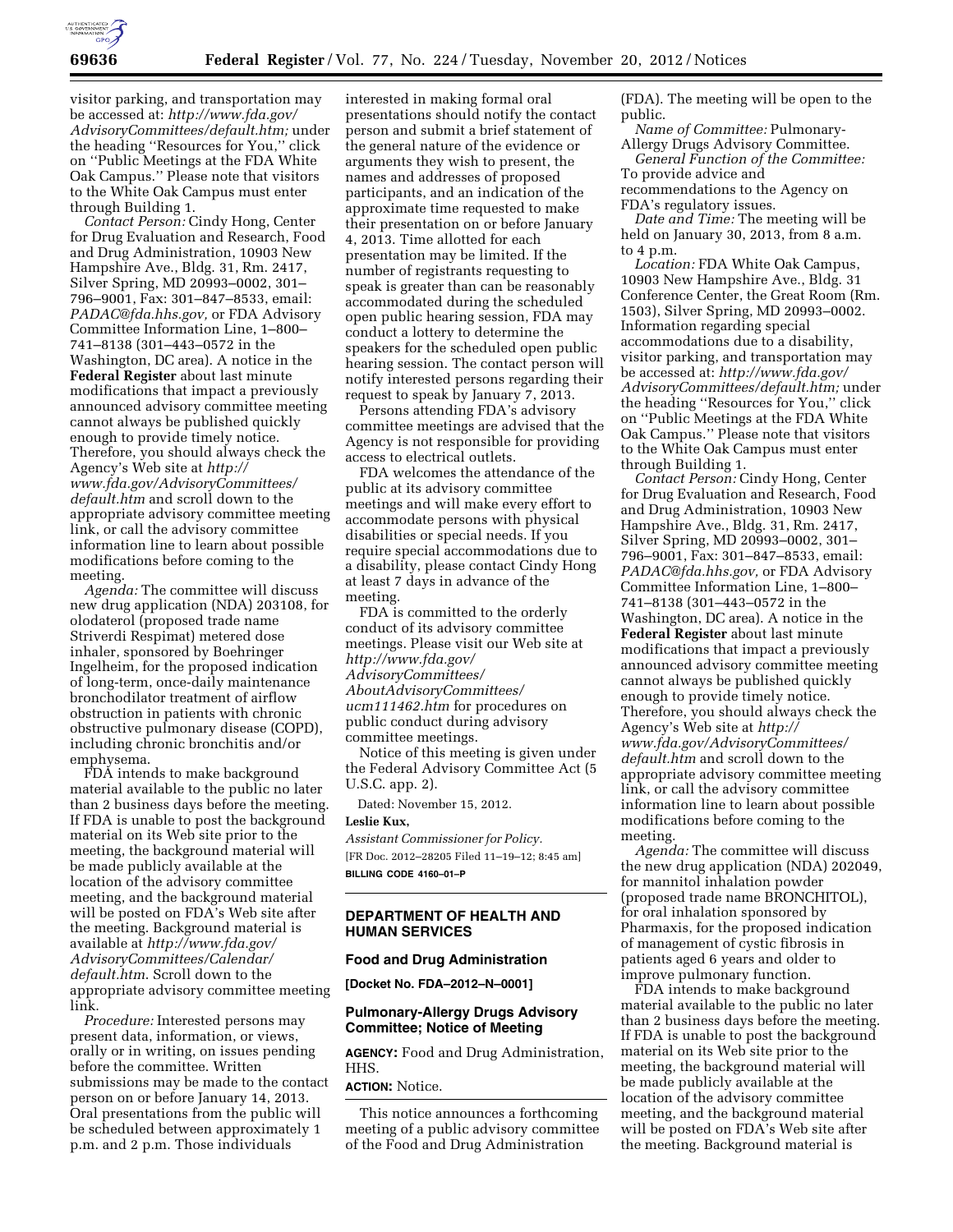visitor parking, and transportation may be accessed at: *http://www.fda.gov/AdvisoryCommittees/default.htm;* under the heading ''Resources for You,'' click on ''Public Meetings at the FDA White Oak Campus.'' Please note that visitors to the White Oak Campus must enter through Building 1.

*Contact Person:* Cindy Hong, Center for Drug Evaluation and Research, Food and Drug Administration, 10903 New Hampshire Ave., Bldg. 31, Rm. 2417, Silver Spring, MD 20993–0002, 301–796–9001, Fax: 301–847–8533, email: *PADAC@fda.hhs.gov,* or FDA Advisory Committee Information Line, 1–800–741–8138 (301–443–0572 in the Washington, DC area). A notice in the **Federal Register** about last minute modifications that impact a previously announced advisory committee meeting cannot always be published quickly enough to provide timely notice. Therefore, you should always check the Agency's Web site at *http://www.fda.gov/AdvisoryCommittees/default.htm* and scroll down to the appropriate advisory committee meeting link, or call the advisory committee information line to learn about possible modifications before coming to the meeting.

*Agenda:* The committee will discuss new drug application (NDA) 203108, for olodaterol (proposed trade name Striverdi Respimat) metered dose inhaler, sponsored by Boehringer Ingelheim, for the proposed indication of long-term, once-daily maintenance bronchodilator treatment of airflow obstruction in patients with chronic obstructive pulmonary disease (COPD), including chronic bronchitis and/or emphysema.

FDA intends to make background material available to the public no later than 2 business days before the meeting. If FDA is unable to post the background material on its Web site prior to the meeting, the background material will be made publicly available at the location of the advisory committee meeting, and the background material will be posted on FDA's Web site after the meeting. Background material is available at *http://www.fda.gov/AdvisoryCommittees/Calendar/default.htm.* Scroll down to the appropriate advisory committee meeting link.

*Procedure:* Interested persons may present data, information, or views, orally or in writing, on issues pending before the committee. Written submissions may be made to the contact person on or before January 14, 2013. Oral presentations from the public will be scheduled between approximately 1 p.m. and 2 p.m. Those individuals interested in making formal oral presentations should notify the contact person and submit a brief statement of the general nature of the evidence or arguments they wish to present, the names and addresses of proposed participants, and an indication of the approximate time requested to make their presentation on or before January 4, 2013. Time allotted for each presentation may be limited. If the number of registrants requesting to speak is greater than can be reasonably accommodated during the scheduled open public hearing session, FDA may conduct a lottery to determine the speakers for the scheduled open public hearing session. The contact person will notify interested persons regarding their request to speak by January 7, 2013.

Persons attending FDA's advisory committee meetings are advised that the Agency is not responsible for providing access to electrical outlets.

FDA welcomes the attendance of the public at its advisory committee meetings and will make every effort to accommodate persons with physical disabilities or special needs. If you require special accommodations due to a disability, please contact Cindy Hong at least 7 days in advance of the meeting.

FDA is committed to the orderly conduct of its advisory committee meetings. Please visit our Web site at *http://www.fda.gov/AdvisoryCommittees/AboutAdvisoryCommittees/ucm111462.htm* for procedures on public conduct during advisory committee meetings.

Notice of this meeting is given under the Federal Advisory Committee Act (5 U.S.C. app. 2).

Dated: November 15, 2012.

**Leslie Kux,**

*Assistant Commissioner for Policy.*

[FR Doc. 2012–28205 Filed 11–19–12; 8:45 am]

**BILLING CODE 4160–01–P**

## DEPARTMENT OF HEALTH AND HUMAN SERVICES

### Food and Drug Administration

**[Docket No. FDA–2012–N–0001]**

### Pulmonary-Allergy Drugs Advisory Committee; Notice of Meeting

**AGENCY:** Food and Drug Administration, HHS.

**ACTION:** Notice.

This notice announces a forthcoming meeting of a public advisory committee of the Food and Drug Administration (FDA). The meeting will be open to the public.

*Name of Committee:* Pulmonary-Allergy Drugs Advisory Committee.

*General Function of the Committee:* To provide advice and recommendations to the Agency on FDA's regulatory issues.

*Date and Time:* The meeting will be held on January 30, 2013, from 8 a.m. to 4 p.m.

*Location:* FDA White Oak Campus, 10903 New Hampshire Ave., Bldg. 31 Conference Center, the Great Room (Rm. 1503), Silver Spring, MD 20993–0002. Information regarding special accommodations due to a disability, visitor parking, and transportation may be accessed at: *http://www.fda.gov/AdvisoryCommittees/default.htm;* under the heading ''Resources for You,'' click on ''Public Meetings at the FDA White Oak Campus.'' Please note that visitors to the White Oak Campus must enter through Building 1.

*Contact Person:* Cindy Hong, Center for Drug Evaluation and Research, Food and Drug Administration, 10903 New Hampshire Ave., Bldg. 31, Rm. 2417, Silver Spring, MD 20993–0002, 301–796–9001, Fax: 301–847–8533, email: *PADAC@fda.hhs.gov,* or FDA Advisory Committee Information Line, 1–800–741–8138 (301–443–0572 in the Washington, DC area). A notice in the **Federal Register** about last minute modifications that impact a previously announced advisory committee meeting cannot always be published quickly enough to provide timely notice. Therefore, you should always check the Agency's Web site at *http://www.fda.gov/AdvisoryCommittees/default.htm* and scroll down to the appropriate advisory committee meeting link, or call the advisory committee information line to learn about possible modifications before coming to the meeting.

*Agenda:* The committee will discuss the new drug application (NDA) 202049, for mannitol inhalation powder (proposed trade name BRONCHITOL), for oral inhalation sponsored by Pharmaxis, for the proposed indication of management of cystic fibrosis in patients aged 6 years and older to improve pulmonary function.

FDA intends to make background material available to the public no later than 2 business days before the meeting. If FDA is unable to post the background material on its Web site prior to the meeting, the background material will be made publicly available at the location of the advisory committee meeting, and the background material will be posted on FDA's Web site after the meeting. Background material is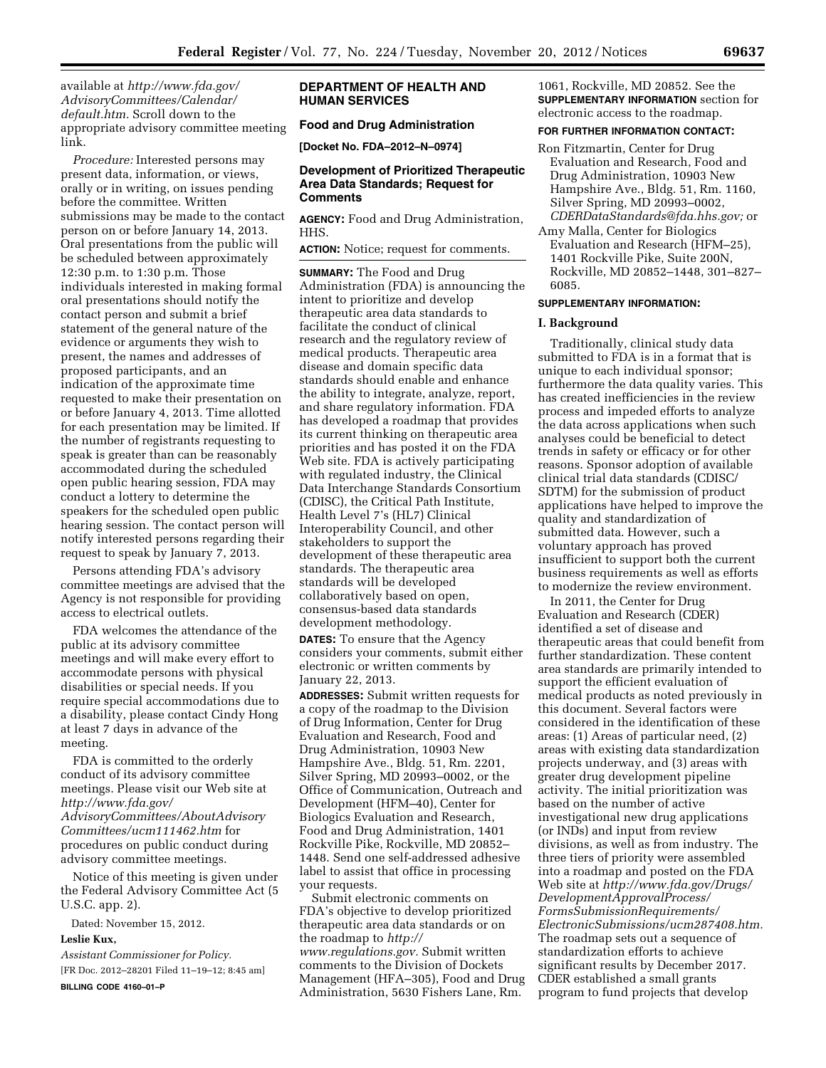available at *http://www.fda.gov/AdvisoryCommittees/Calendar/default.htm.* Scroll down to the appropriate advisory committee meeting link.

*Procedure:* Interested persons may present data, information, or views, orally or in writing, on issues pending before the committee. Written submissions may be made to the contact person on or before January 14, 2013. Oral presentations from the public will be scheduled between approximately 12:30 p.m. to 1:30 p.m. Those individuals interested in making formal oral presentations should notify the contact person and submit a brief statement of the general nature of the evidence or arguments they wish to present, the names and addresses of proposed participants, and an indication of the approximate time requested to make their presentation on or before January 4, 2013. Time allotted for each presentation may be limited. If the number of registrants requesting to speak is greater than can be reasonably accommodated during the scheduled open public hearing session, FDA may conduct a lottery to determine the speakers for the scheduled open public hearing session. The contact person will notify interested persons regarding their request to speak by January 7, 2013.

Persons attending FDA's advisory committee meetings are advised that the Agency is not responsible for providing access to electrical outlets.

FDA welcomes the attendance of the public at its advisory committee meetings and will make every effort to accommodate persons with physical disabilities or special needs. If you require special accommodations due to a disability, please contact Cindy Hong at least 7 days in advance of the meeting.

FDA is committed to the orderly conduct of its advisory committee meetings. Please visit our Web site at *http://www.fda.gov/AdvisoryCommittees/AboutAdvisoryCommittees/ucm111462.htm* for procedures on public conduct during advisory committee meetings.

Notice of this meeting is given under the Federal Advisory Committee Act (5 U.S.C. app. 2).

Dated: November 15, 2012.

**Leslie Kux,**

*Assistant Commissioner for Policy.*

[FR Doc. 2012–28201 Filed 11–19–12; 8:45 am]

**BILLING CODE 4160–01–P**

## DEPARTMENT OF HEALTH AND HUMAN SERVICES

### Food and Drug Administration

**[Docket No. FDA–2012–N–0974]**

### Development of Prioritized Therapeutic Area Data Standards; Request for Comments

**AGENCY:** Food and Drug Administration, HHS.

**ACTION:** Notice; request for comments.

**SUMMARY:** The Food and Drug Administration (FDA) is announcing the intent to prioritize and develop therapeutic area data standards to facilitate the conduct of clinical research and the regulatory review of medical products. Therapeutic area disease and domain specific data standards should enable and enhance the ability to integrate, analyze, report, and share regulatory information. FDA has developed a roadmap that provides its current thinking on therapeutic area priorities and has posted it on the FDA Web site. FDA is actively participating with regulated industry, the Clinical Data Interchange Standards Consortium (CDISC), the Critical Path Institute, Health Level 7's (HL7) Clinical Interoperability Council, and other stakeholders to support the development of these therapeutic area standards. The therapeutic area standards will be developed collaboratively based on open, consensus-based data standards development methodology.

**DATES:** To ensure that the Agency considers your comments, submit either electronic or written comments by January 22, 2013.

**ADDRESSES:** Submit written requests for a copy of the roadmap to the Division of Drug Information, Center for Drug Evaluation and Research, Food and Drug Administration, 10903 New Hampshire Ave., Bldg. 51, Rm. 2201, Silver Spring, MD 20993–0002, or the Office of Communication, Outreach and Development (HFM–40), Center for Biologics Evaluation and Research, Food and Drug Administration, 1401 Rockville Pike, Rockville, MD 20852–1448. Send one self-addressed adhesive label to assist that office in processing your requests.

Submit electronic comments on FDA's objective to develop prioritized therapeutic area data standards or on the roadmap to *http://www.regulations.gov.* Submit written comments to the Division of Dockets Management (HFA–305), Food and Drug Administration, 5630 Fishers Lane, Rm. 1061, Rockville, MD 20852. See the **SUPPLEMENTARY INFORMATION** section for electronic access to the roadmap.

**FOR FURTHER INFORMATION CONTACT:**

Ron Fitzmartin, Center for Drug Evaluation and Research, Food and Drug Administration, 10903 New Hampshire Ave., Bldg. 51, Rm. 1160, Silver Spring, MD 20993–0002, *CDERDataStandards@fda.hhs.gov;* or

Amy Malla, Center for Biologics Evaluation and Research (HFM–25), 1401 Rockville Pike, Suite 200N, Rockville, MD 20852–1448, 301–827–6085.

**SUPPLEMENTARY INFORMATION:**

#### I. Background

Traditionally, clinical study data submitted to FDA is in a format that is unique to each individual sponsor; furthermore the data quality varies. This has created inefficiencies in the review process and impeded efforts to analyze the data across applications when such analyses could be beneficial to detect trends in safety or efficacy or for other reasons. Sponsor adoption of available clinical trial data standards (CDISC/SDTM) for the submission of product applications have helped to improve the quality and standardization of submitted data. However, such a voluntary approach has proved insufficient to support both the current business requirements as well as efforts to modernize the review environment.

In 2011, the Center for Drug Evaluation and Research (CDER) identified a set of disease and therapeutic areas that could benefit from further standardization. These content area standards are primarily intended to support the efficient evaluation of medical products as noted previously in this document. Several factors were considered in the identification of these areas: (1) Areas of particular need, (2) areas with existing data standardization projects underway, and (3) areas with greater drug development pipeline activity. The initial prioritization was based on the number of active investigational new drug applications (or INDs) and input from review divisions, as well as from industry. The three tiers of priority were assembled into a roadmap and posted on the FDA Web site at *http://www.fda.gov/Drugs/DevelopmentApprovalProcess/FormsSubmissionRequirements/ElectronicSubmissions/ucm287408.htm.* The roadmap sets out a sequence of standardization efforts to achieve significant results by December 2017. CDER established a small grants program to fund projects that develop